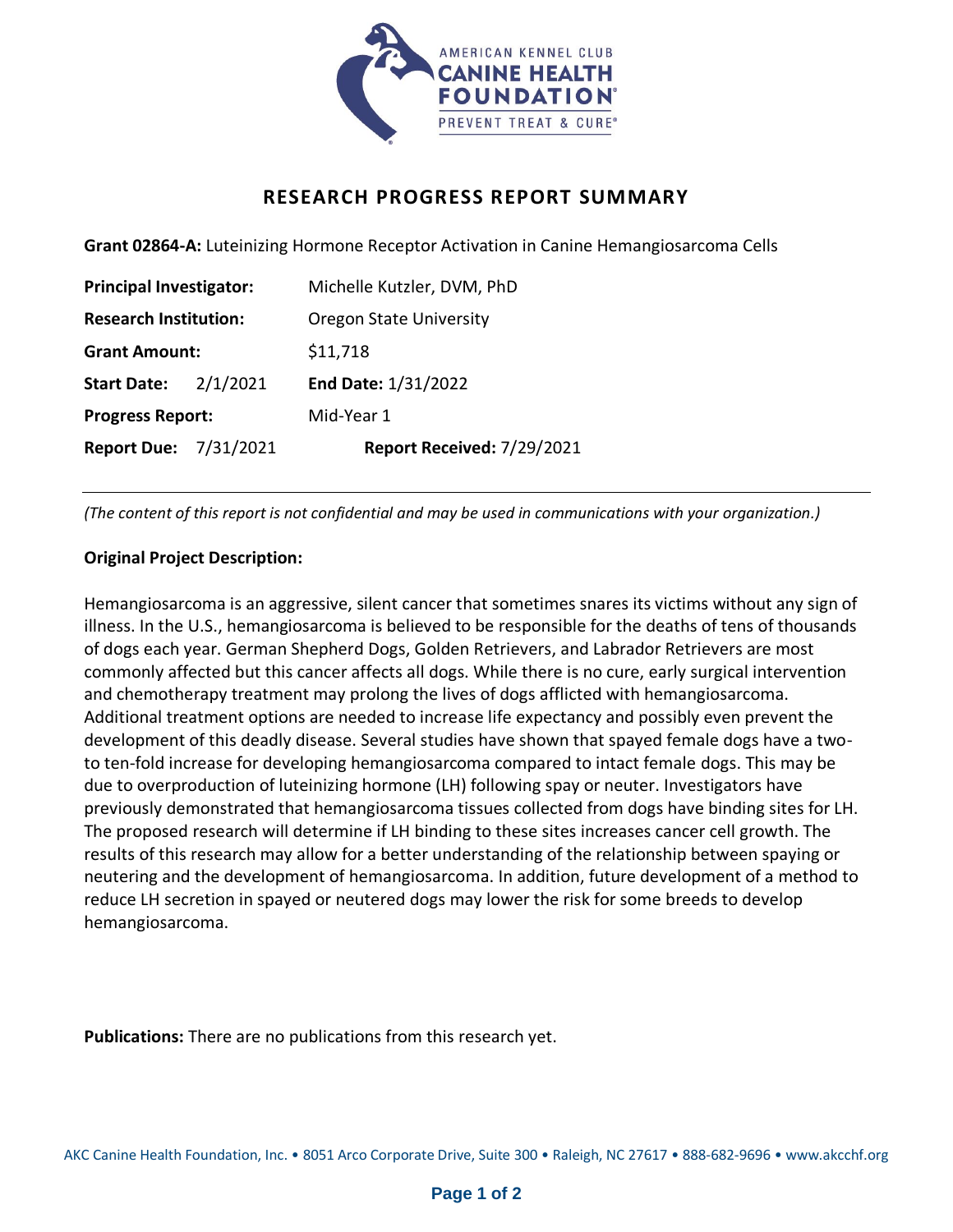AMERICAN KENNEL CLUB CANINE HEALTH FOUNDATION
PREVENT TREAT & CURE

# RESEARCH PROGRESS REPORT SUMMARY

**Grant 02864-A:** Luteinizing Hormone Receptor Activation in Canine Hemangiosarcoma Cells

| | |
|---|---|
| **Principal Investigator:** | Michelle Kutzler, DVM, PhD |
| **Research Institution:** | Oregon State University |
| **Grant Amount:** | $11,718 |
| **Start Date:** 2/1/2021 | **End Date:** 1/31/2022 |
| **Progress Report:** | Mid-Year 1 |
| **Report Due:** 7/31/2021 | **Report Received:** 7/29/2021 |

---

*(The content of this report is not confidential and may be used in communications with your organization.)*

**Original Project Description:**

Hemangiosarcoma is an aggressive, silent cancer that sometimes snares its victims without any sign of illness. In the U.S., hemangiosarcoma is believed to be responsible for the deaths of tens of thousands of dogs each year. German Shepherd Dogs, Golden Retrievers, and Labrador Retrievers are most commonly affected but this cancer affects all dogs. While there is no cure, early surgical intervention and chemotherapy treatment may prolong the lives of dogs afflicted with hemangiosarcoma. Additional treatment options are needed to increase life expectancy and possibly even prevent the development of this deadly disease. Several studies have shown that spayed female dogs have a two- to ten-fold increase for developing hemangiosarcoma compared to intact female dogs. This may be due to overproduction of luteinizing hormone (LH) following spay or neuter. Investigators have previously demonstrated that hemangiosarcoma tissues collected from dogs have binding sites for LH. The proposed research will determine if LH binding to these sites increases cancer cell growth. The results of this research may allow for a better understanding of the relationship between spaying or neutering and the development of hemangiosarcoma. In addition, future development of a method to reduce LH secretion in spayed or neutered dogs may lower the risk for some breeds to develop hemangiosarcoma.

**Publications:** There are no publications from this research yet.

AKC Canine Health Foundation, Inc. • 8051 Arco Corporate Drive, Suite 300 • Raleigh, NC 27617 • 888-682-9696 • www.akcchf.org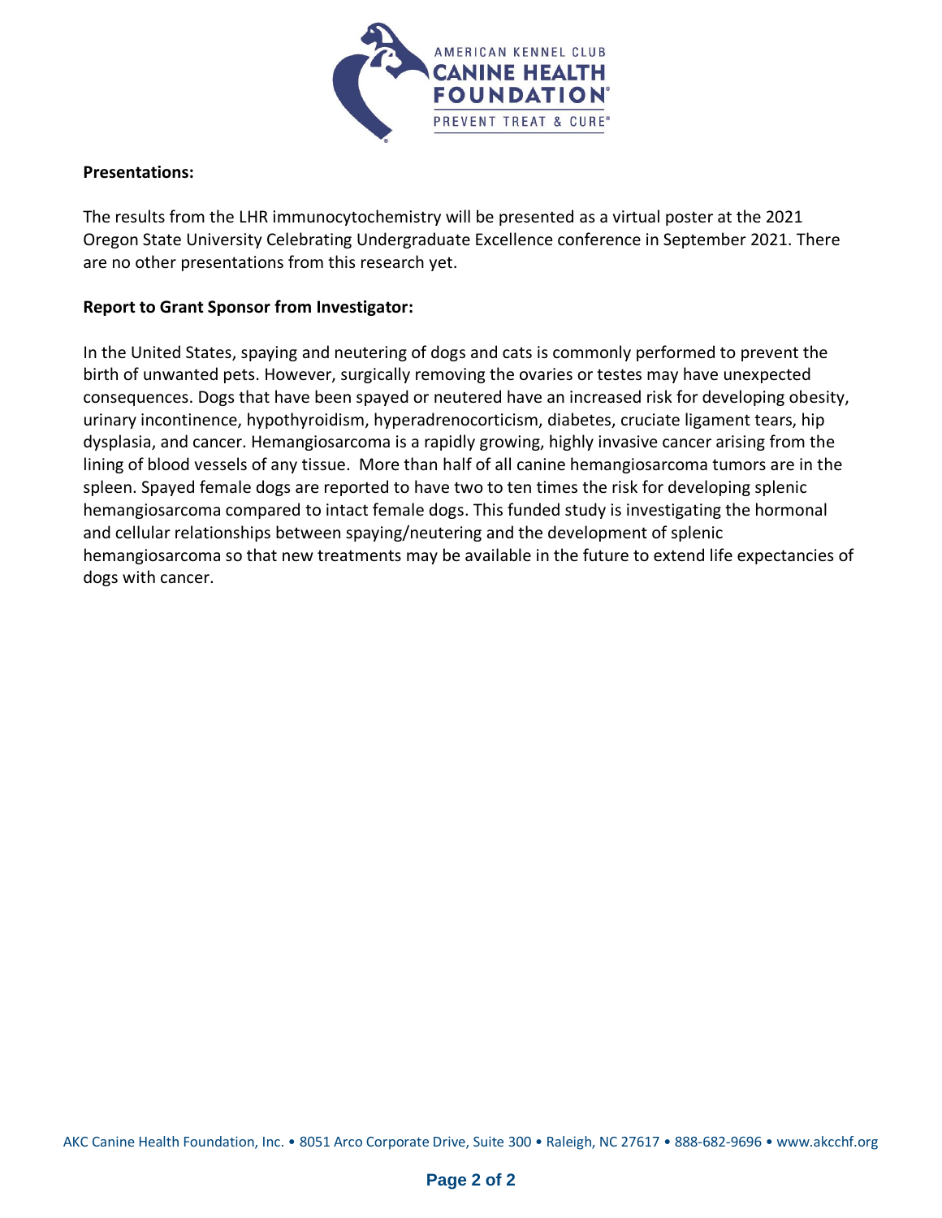**Presentations:**

The results from the LHR immunocytochemistry will be presented as a virtual poster at the 2021 Oregon State University Celebrating Undergraduate Excellence conference in September 2021. There are no other presentations from this research yet.

**Report to Grant Sponsor from Investigator:**

In the United States, spaying and neutering of dogs and cats is commonly performed to prevent the birth of unwanted pets. However, surgically removing the ovaries or testes may have unexpected consequences. Dogs that have been spayed or neutered have an increased risk for developing obesity, urinary incontinence, hypothyroidism, hyperadrenocorticism, diabetes, cruciate ligament tears, hip dysplasia, and cancer. Hemangiosarcoma is a rapidly growing, highly invasive cancer arising from the lining of blood vessels of any tissue. More than half of all canine hemangiosarcoma tumors are in the spleen. Spayed female dogs are reported to have two to ten times the risk for developing splenic hemangiosarcoma compared to intact female dogs. This funded study is investigating the hormonal and cellular relationships between spaying/neutering and the development of splenic hemangiosarcoma so that new treatments may be available in the future to extend life expectancies of dogs with cancer.